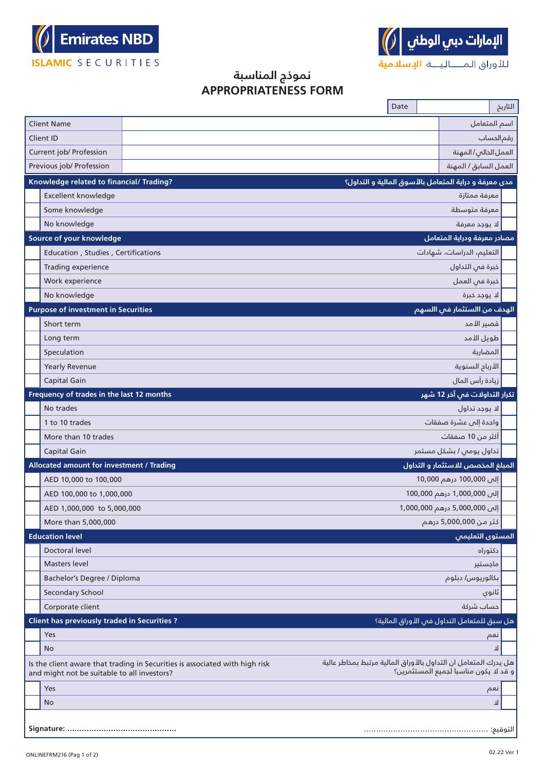Emirates NBD ISLAMIC SECURITIES

الإمارات دبي الوطني للأوراق المـــاليـــة الإسلامية

# نموذج المناسبة
# APPROPRIATENESS FORM

| Date | | التاريخ |
|---|---|---|

| Client Name | | اسم المتعامل |
|---|---|---|
| Client ID | | رقم الحساب |
| Current job/ Profession | | العمل الحالي/ المهنة |
| Previous job/ Profession | | العمل السابق / المهنة |

| | Knowledge related to financial/ Trading? | مدى معرفة و دراية المتعامل بالأسوق المالية و التداول؟ | |
|---|---|---|---|
| | Excellent knowledge | معرفة ممتازة | |
| | Some knowledge | معرفة متوسطة | |
| | No knowledge | لا يوجد معرفة | |
| | **Source of your knowledge** | **مصادر معرفة ودراية المتعامل** | |
| | Education , Studies , Certifications | التعليم، الدراسات، شهادات | |
| | Trading experience | خبرة في التداول | |
| | Work experience | خبرة في العمل | |
| | No knowledge | لا يوجد خبرة | |
| | **Purpose of investment in Securities** | **الهدف من الاستثمار في الاسهم** | |
| | Short term | قصير الأمد | |
| | Long term | طويل الأمد | |
| | Speculation | المضاربة | |
| | Yearly Revenue | الأرباح السنوية | |
| | Capital Gain | زيادة رأس المال | |
| | **Frequency of trades in the last 12 months** | **تكرار التداولات في آخر 12 شهر** | |
| | No trades | لا يوجد تداول | |
| | 1 to 10 trades | واحدة إلى عشرة صفقات | |
| | More than 10 trades | أكثر من 10 صفقات | |
| | Capital Gain | تداول يومي / بشكل مستمر | |
| | **Allocated amount for investment / Trading** | **المبلغ المخصص للاستثمار و التداول** | |
| | AED 10,000 to 100,000 | 10,000 درهم إلى 100,000 | |
| | AED 100,000 to 1,000,000 | 100,000 درهم إلى 1,000,000 | |
| | AED 1,000,000 to 5,000,000 | 1,000,000 درهم إلى 5,000,000 | |
| | More than 5,000,000 | كثر من 5,000,000 درهم | |
| | **Education level** | **المستوى التعليمي** | |
| | Doctoral level | دكتوراه | |
| | Masters level | ماجستير | |
| | Bachelor's Degree / Diploma | بكالوريوس/ دبلوم | |
| | Secondary School | ثانوي | |
| | Corporate client | حساب شركة | |
| | **Client has previously traded in Securities ?** | **هل سبق للمتعامل التداول في الأوراق المالية؟** | |
| | Yes | نعم | |
| | No | لا | |
| | Is the client aware that trading in Securities is associated with high risk and might not be suitable to all investors? | هل يدرك المتعامل ان التداول بالأوراق المالية مرتبط بمخاطر عالية و قد لا يكون مناسبا لجميع المستثمرين؟ | |
| | Yes | نعم | |
| | No | لا | |

**Signature:** ............................................ &nbsp;&nbsp;&nbsp;&nbsp; التوقيع: .................................................

ONLINEFRM216 (Pag 1 of 2) &nbsp;&nbsp;&nbsp;&nbsp; 02.22 Ver 1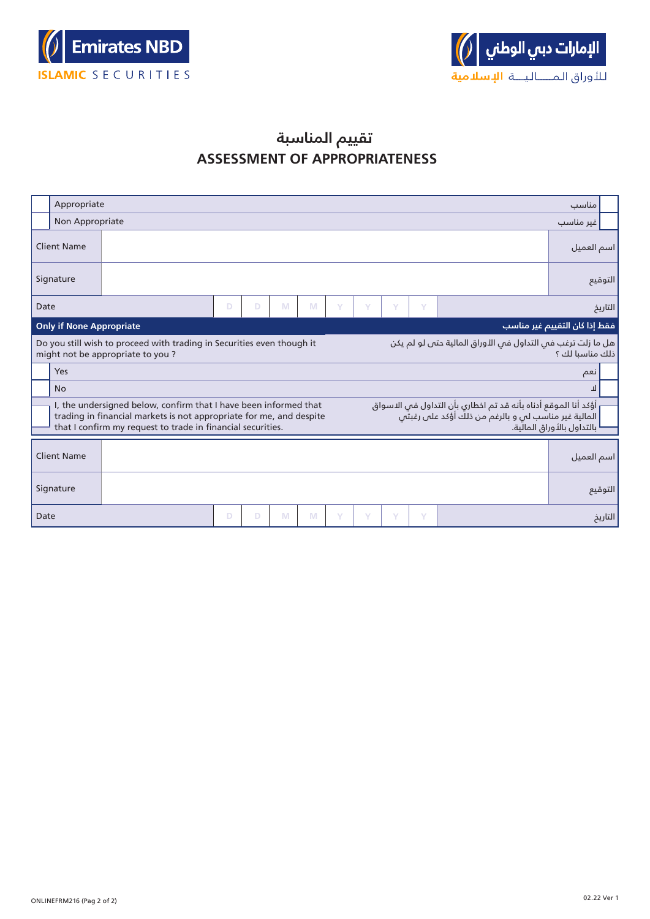Emirates NBD ISLAMIC SECURITIES

الإمارات دبي الوطني للأوراق المالية الإسلامية

# تقييم المناسبة
# ASSESSMENT OF APPROPRIATENESS

| | | | |
|---|---|---|---|
| ☐ | Appropriate | مناسب | ☐ |
| ☐ | Non Appropriate | غير مناسب | ☐ |
| Client Name | | | اسم العميل |
| Signature | | | التوقيع |
| Date | D D M M Y Y Y Y | | التاريخ |

| | | | |
|---|---|---|---|
| **Only if None Appropriate** | | | **فقط إذا كان التقييم غير مناسب** |
| Do you still wish to proceed with trading in Securities even though it might not be appropriate to you ? | | | هل ما زلت ترغب في التداول في الأوراق المالية حتى لو لم يكن ذلك مناسبا لك ؟ |
| ☐ | Yes | نعم | ☐ |
| ☐ | No | لا | ☐ |
| ☐ | I, the undersigned below, confirm that I have been informed that trading in financial markets is not appropriate for me, and despite that I confirm my request to trade in financial securities. | أؤكد أنا الموقع أدناه بأنه قد تم اخطاري بأن التداول في الاسواق المالية غير مناسب لي و بالرغم من ذلك أؤكد على رغبتي بالتداول بالأوراق المالية. | ☐ |

| | | | |
|---|---|---|---|
| Client Name | | | اسم العميل |
| Signature | | | التوقيع |
| Date | D D M M Y Y Y Y | | التاريخ |

ONLINEFRM216 (Pag 2 of 2)

02.22 Ver 1